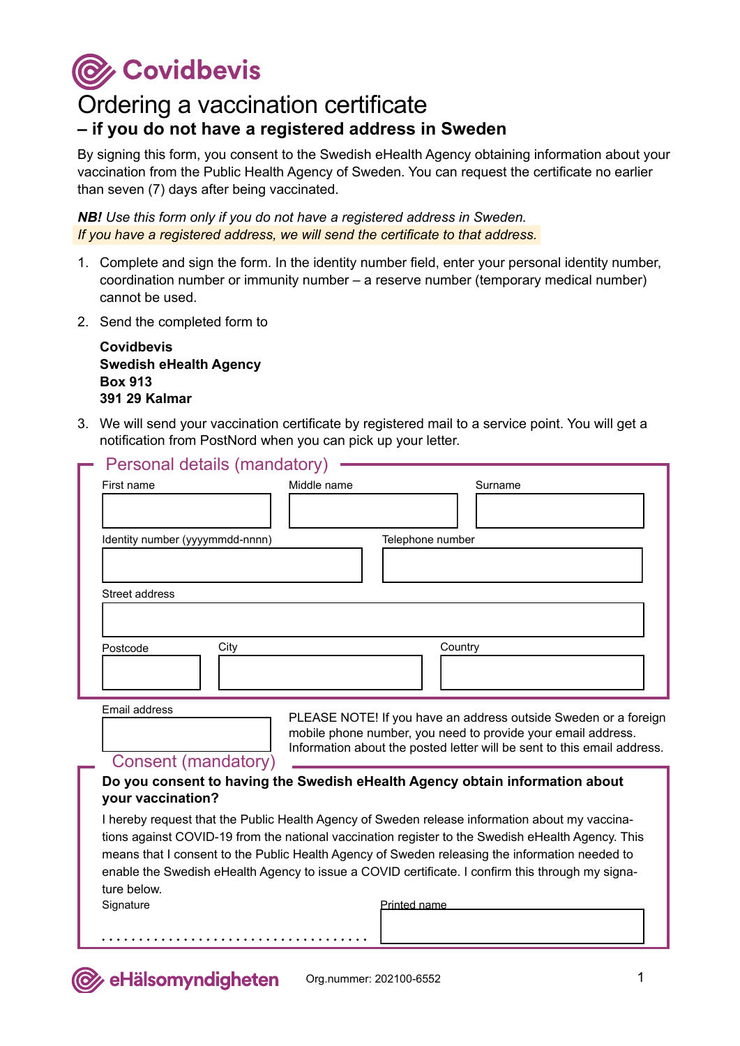Covidbevis

# Ordering a vaccination certificate

## – if you do not have a registered address in Sweden

By signing this form, you consent to the Swedish eHealth Agency obtaining information about your vaccination from the Public Health Agency of Sweden. You can request the certificate no earlier than seven (7) days after being vaccinated.

***NB!** Use this form only if you do not have a registered address in Sweden.*
*If you have a registered address, we will send the certificate to that address.*

1. Complete and sign the form. In the identity number field, enter your personal identity number, coordination number or immunity number – a reserve number (temporary medical number) cannot be used.
2. Send the completed form to

   **Covidbevis**
   **Swedish eHealth Agency**
   **Box 913**
   **391 29 Kalmar**

3. We will send your vaccination certificate by registered mail to a service point. You will get a notification from PostNord when you can pick up your letter.

## Personal details (mandatory)

First name

Middle name

Surname

Identity number (yyyymmdd-nnnn)

Telephone number

Street address

Postcode

City

Country

Email address

PLEASE NOTE! If you have an address outside Sweden or a foreign mobile phone number, you need to provide your email address. Information about the posted letter will be sent to this email address.

## Consent (mandatory)

**Do you consent to having the Swedish eHealth Agency obtain information about your vaccination?**

I hereby request that the Public Health Agency of Sweden release information about my vaccinations against COVID-19 from the national vaccination register to the Swedish eHealth Agency. This means that I consent to the Public Health Agency of Sweden releasing the information needed to enable the Swedish eHealth Agency to issue a COVID certificate. I confirm this through my signature below.

Signature

.....................................

Printed name

eHälsomyndigheten

Org.nummer: 202100-6552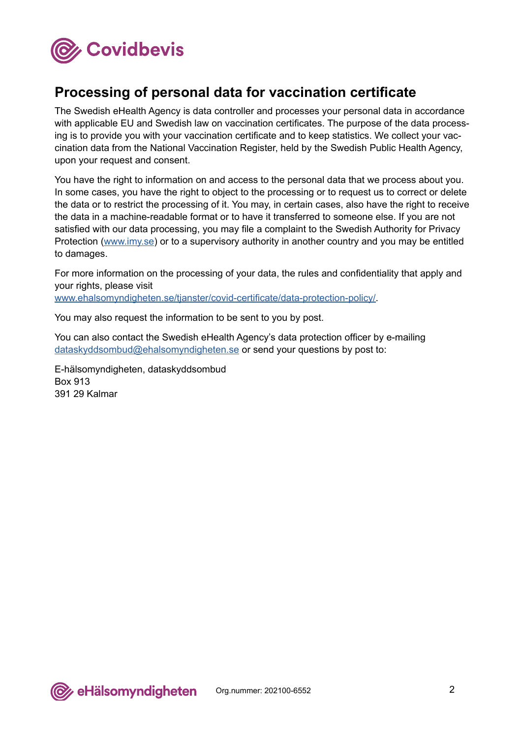Covidbevis

# Processing of personal data for vaccination certificate

The Swedish eHealth Agency is data controller and processes your personal data in accordance with applicable EU and Swedish law on vaccination certificates. The purpose of the data processing is to provide you with your vaccination certificate and to keep statistics. We collect your vaccination data from the National Vaccination Register, held by the Swedish Public Health Agency, upon your request and consent.

You have the right to information on and access to the personal data that we process about you. In some cases, you have the right to object to the processing or to request us to correct or delete the data or to restrict the processing of it. You may, in certain cases, also have the right to receive the data in a machine-readable format or to have it transferred to someone else. If you are not satisfied with our data processing, you may file a complaint to the Swedish Authority for Privacy Protection (www.imy.se) or to a supervisory authority in another country and you may be entitled to damages.

For more information on the processing of your data, the rules and confidentiality that apply and your rights, please visit
www.ehalsomyndigheten.se/tjanster/covid-certificate/data-protection-policy/.

You may also request the information to be sent to you by post.

You can also contact the Swedish eHealth Agency's data protection officer by e-mailing dataskyddsombud@ehalsomyndigheten.se or send your questions by post to:

E-hälsomyndigheten, dataskyddsombud
Box 913
391 29 Kalmar